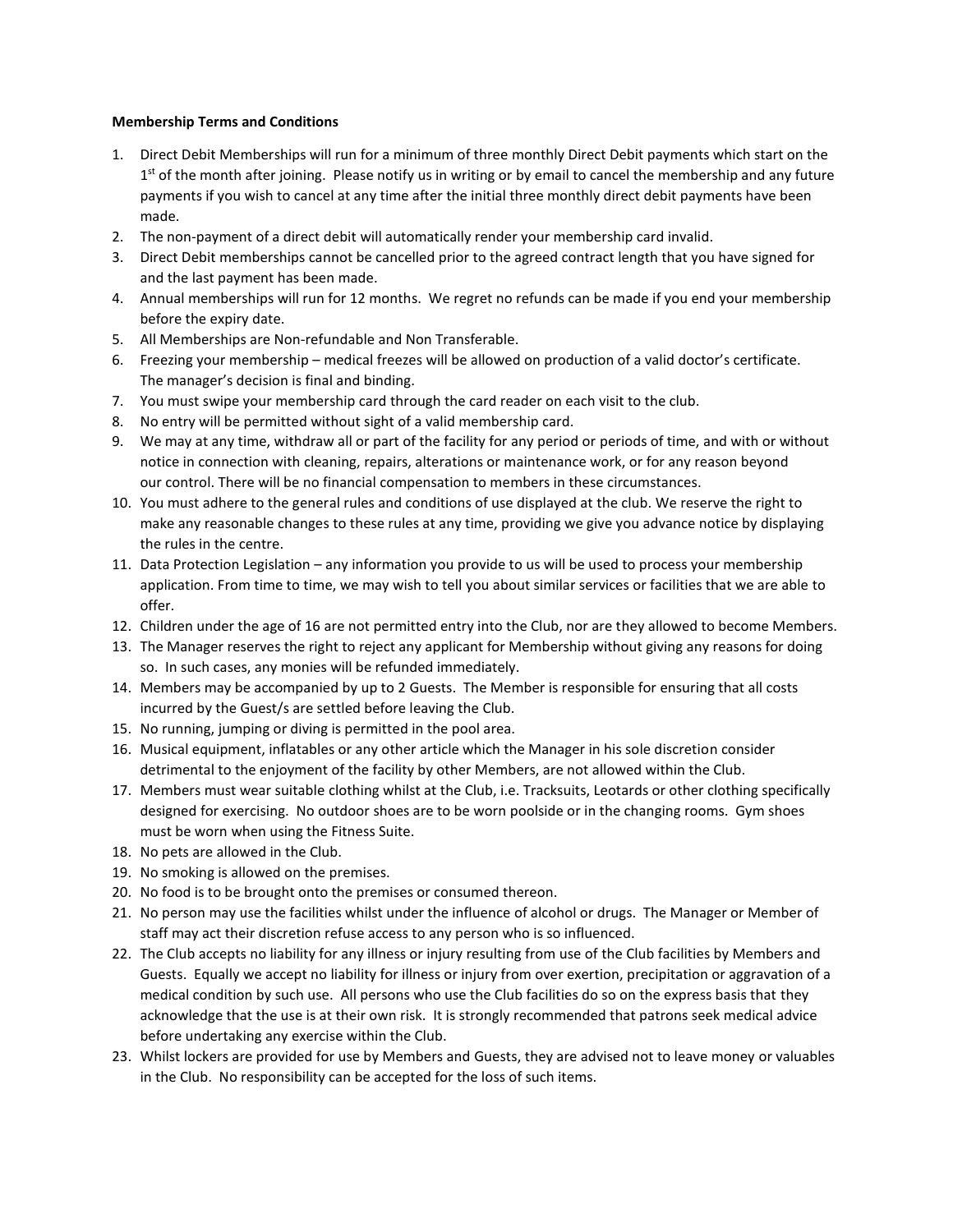**Membership Terms and Conditions**

1. Direct Debit Memberships will run for a minimum of three monthly Direct Debit payments which start on the 1st of the month after joining. Please notify us in writing or by email to cancel the membership and any future payments if you wish to cancel at any time after the initial three monthly direct debit payments have been made.
2. The non-payment of a direct debit will automatically render your membership card invalid.
3. Direct Debit memberships cannot be cancelled prior to the agreed contract length that you have signed for and the last payment has been made.
4. Annual memberships will run for 12 months. We regret no refunds can be made if you end your membership before the expiry date.
5. All Memberships are Non-refundable and Non Transferable.
6. Freezing your membership – medical freezes will be allowed on production of a valid doctor's certificate. The manager's decision is final and binding.
7. You must swipe your membership card through the card reader on each visit to the club.
8. No entry will be permitted without sight of a valid membership card.
9. We may at any time, withdraw all or part of the facility for any period or periods of time, and with or without notice in connection with cleaning, repairs, alterations or maintenance work, or for any reason beyond our control. There will be no financial compensation to members in these circumstances.
10. You must adhere to the general rules and conditions of use displayed at the club. We reserve the right to make any reasonable changes to these rules at any time, providing we give you advance notice by displaying the rules in the centre.
11. Data Protection Legislation – any information you provide to us will be used to process your membership application. From time to time, we may wish to tell you about similar services or facilities that we are able to offer.
12. Children under the age of 16 are not permitted entry into the Club, nor are they allowed to become Members.
13. The Manager reserves the right to reject any applicant for Membership without giving any reasons for doing so. In such cases, any monies will be refunded immediately.
14. Members may be accompanied by up to 2 Guests. The Member is responsible for ensuring that all costs incurred by the Guest/s are settled before leaving the Club.
15. No running, jumping or diving is permitted in the pool area.
16. Musical equipment, inflatables or any other article which the Manager in his sole discretion consider detrimental to the enjoyment of the facility by other Members, are not allowed within the Club.
17. Members must wear suitable clothing whilst at the Club, i.e. Tracksuits, Leotards or other clothing specifically designed for exercising. No outdoor shoes are to be worn poolside or in the changing rooms. Gym shoes must be worn when using the Fitness Suite.
18. No pets are allowed in the Club.
19. No smoking is allowed on the premises.
20. No food is to be brought onto the premises or consumed thereon.
21. No person may use the facilities whilst under the influence of alcohol or drugs. The Manager or Member of staff may act their discretion refuse access to any person who is so influenced.
22. The Club accepts no liability for any illness or injury resulting from use of the Club facilities by Members and Guests. Equally we accept no liability for illness or injury from over exertion, precipitation or aggravation of a medical condition by such use. All persons who use the Club facilities do so on the express basis that they acknowledge that the use is at their own risk. It is strongly recommended that patrons seek medical advice before undertaking any exercise within the Club.
23. Whilst lockers are provided for use by Members and Guests, they are advised not to leave money or valuables in the Club. No responsibility can be accepted for the loss of such items.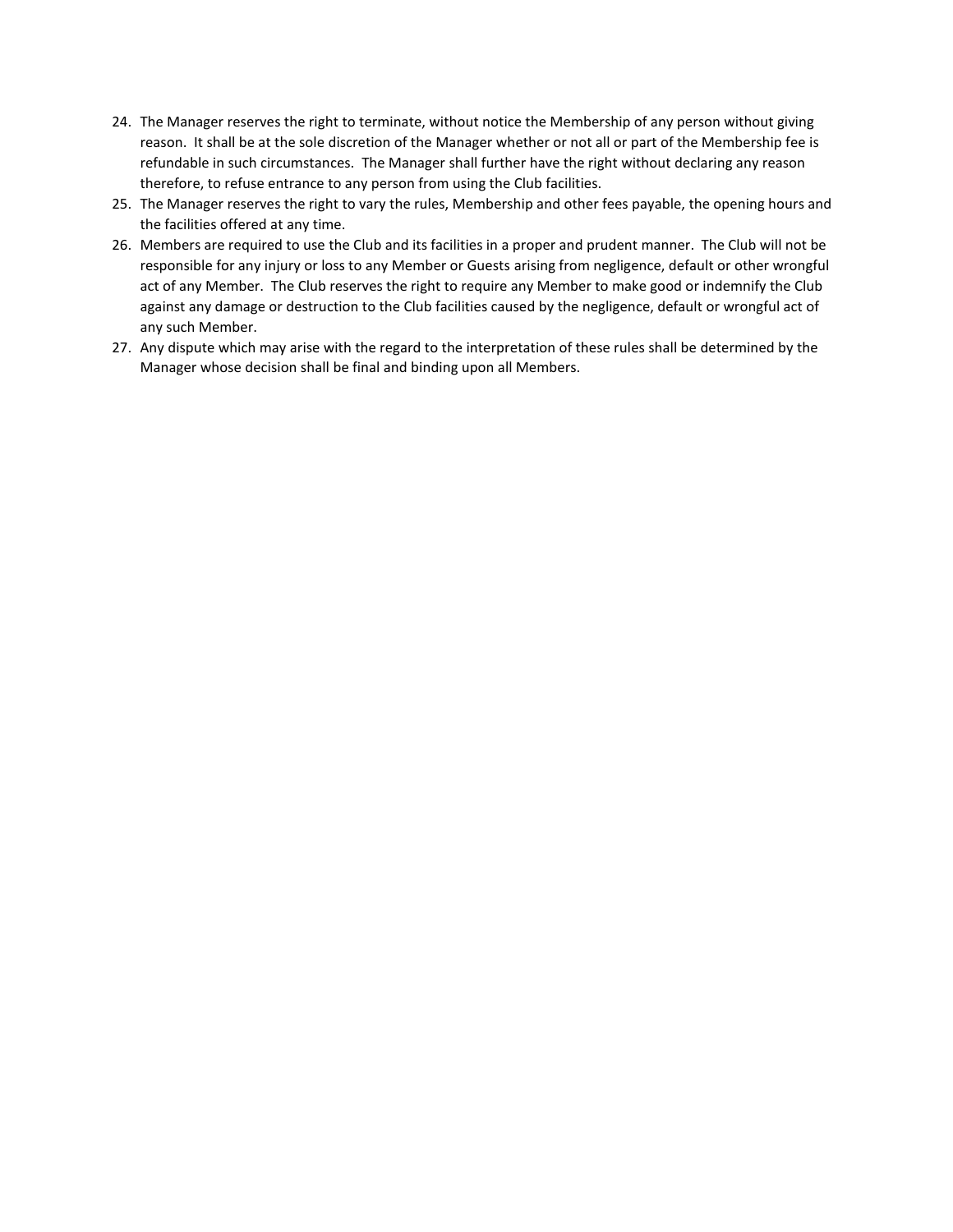24. The Manager reserves the right to terminate, without notice the Membership of any person without giving reason. It shall be at the sole discretion of the Manager whether or not all or part of the Membership fee is refundable in such circumstances. The Manager shall further have the right without declaring any reason therefore, to refuse entrance to any person from using the Club facilities.
25. The Manager reserves the right to vary the rules, Membership and other fees payable, the opening hours and the facilities offered at any time.
26. Members are required to use the Club and its facilities in a proper and prudent manner. The Club will not be responsible for any injury or loss to any Member or Guests arising from negligence, default or other wrongful act of any Member. The Club reserves the right to require any Member to make good or indemnify the Club against any damage or destruction to the Club facilities caused by the negligence, default or wrongful act of any such Member.
27. Any dispute which may arise with the regard to the interpretation of these rules shall be determined by the Manager whose decision shall be final and binding upon all Members.